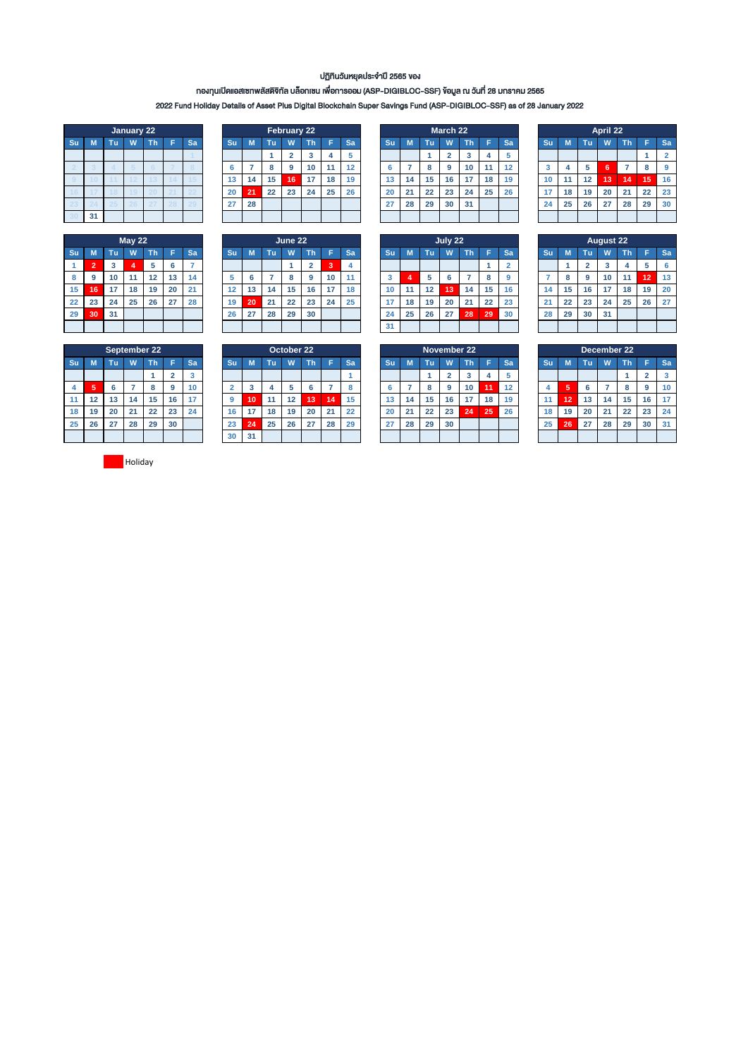ปฏิทินวันหยุดประจำปี 2565 ของ

กองทุนเปิดแอสเซทพลัสดิจิทัล บล็อกเชน เพื่อการออม (ASP-DIGIBLOC-SSF) ข้อมูล ณ วันที่ 28 มกราคม 2565

2022 Fund Holiday Details of Asset Plus Digital Blockchain Super Savings Fund (ASP-DIGIBLOC-SSF) as of 28 January 2022

**January 22**

| Su | M | Tu | W | Th | F | Sa |
|---|---|---|---|---|---|---|
| | | | | | | 1 |
| 2 | 3 | 4 | 5 | 6 | 7 | 8 |
| 9 | 10 | 11 | 12 | 13 | 14 | 15 |
| 16 | 17 | 18 | 19 | 20 | 21 | 22 |
| 23 | 24 | 25 | 26 | 27 | 28 | 29 |
| 30 | 31 | | | | | |

**February 22**

| Su | M | Tu | W | Th | F | Sa |
|---|---|---|---|---|---|---|
| | | 1 | 2 | 3 | 4 | 5 |
| 6 | 7 | 8 | 9 | 10 | 11 | 12 |
| 13 | 14 | 15 | **16** (Holiday) | 17 | 18 | 19 |
| 20 | **21** (Holiday) | 22 | 23 | 24 | 25 | 26 |
| 27 | 28 | | | | | |

**March 22**

| Su | M | Tu | W | Th | F | Sa |
|---|---|---|---|---|---|---|
| | | 1 | 2 | 3 | 4 | 5 |
| 6 | 7 | 8 | 9 | 10 | 11 | 12 |
| 13 | 14 | 15 | 16 | 17 | 18 | 19 |
| 20 | 21 | 22 | 23 | 24 | 25 | 26 |
| 27 | 28 | 29 | 30 | 31 | | |

**April 22**

| Su | M | Tu | W | Th | F | Sa |
|---|---|---|---|---|---|---|
| | | | | | 1 | 2 |
| 3 | 4 | 5 | **6** (Holiday) | 7 | 8 | 9 |
| 10 | 11 | 12 | **13** (Holiday) | **14** (Holiday) | **15** (Holiday) | 16 |
| 17 | 18 | 19 | 20 | 21 | 22 | 23 |
| 24 | 25 | 26 | 27 | 28 | 29 | 30 |

**May 22**

| Su | M | Tu | W | Th | F | Sa |
|---|---|---|---|---|---|---|
| 1 | **2** (Holiday) | 3 | **4** (Holiday) | 5 | 6 | 7 |
| 8 | 9 | 10 | 11 | 12 | 13 | 14 |
| 15 | **16** (Holiday) | 17 | 18 | 19 | 20 | 21 |
| 22 | 23 | 24 | 25 | 26 | 27 | 28 |
| 29 | **30** (Holiday) | 31 | | | | |

**June 22**

| Su | M | Tu | W | Th | F | Sa |
|---|---|---|---|---|---|---|
| | | | 1 | 2 | **3** (Holiday) | 4 |
| 5 | 6 | 7 | 8 | 9 | 10 | 11 |
| 12 | 13 | 14 | 15 | 16 | 17 | 18 |
| 19 | **20** (Holiday) | 21 | 22 | 23 | 24 | 25 |
| 26 | 27 | 28 | 29 | 30 | | |

**July 22**

| Su | M | Tu | W | Th | F | Sa |
|---|---|---|---|---|---|---|
| | | | | | 1 | 2 |
| 3 | **4** (Holiday) | 5 | 6 | 7 | 8 | 9 |
| 10 | 11 | 12 | **13** (Holiday) | 14 | 15 | 16 |
| 17 | 18 | 19 | 20 | 21 | 22 | 23 |
| 24 | 25 | 26 | 27 | **28** (Holiday) | **29** (Holiday) | 30 |
| 31 | | | | | | |

**August 22**

| Su | M | Tu | W | Th | F | Sa |
|---|---|---|---|---|---|---|
| | 1 | 2 | 3 | 4 | 5 | 6 |
| 7 | 8 | 9 | 10 | 11 | **12** (Holiday) | 13 |
| 14 | 15 | 16 | 17 | 18 | 19 | 20 |
| 21 | 22 | 23 | 24 | 25 | 26 | 27 |
| 28 | 29 | 30 | 31 | | | |

**September 22**

| Su | M | Tu | W | Th | F | Sa |
|---|---|---|---|---|---|---|
| | | | | 1 | 2 | 3 |
| 4 | **5** (Holiday) | 6 | 7 | 8 | 9 | 10 |
| 11 | 12 | 13 | 14 | 15 | 16 | 17 |
| 18 | 19 | 20 | 21 | 22 | 23 | 24 |
| 25 | 26 | 27 | 28 | 29 | 30 | |

**October 22**

| Su | M | Tu | W | Th | F | Sa |
|---|---|---|---|---|---|---|
| | | | | | | 1 |
| 2 | 3 | 4 | 5 | 6 | 7 | 8 |
| 9 | **10** (Holiday) | 11 | 12 | **13** (Holiday) | **14** (Holiday) | 15 |
| 16 | 17 | 18 | 19 | 20 | 21 | 22 |
| 23 | **24** (Holiday) | 25 | 26 | 27 | 28 | 29 |
| 30 | 31 | | | | | |

**November 22**

| Su | M | Tu | W | Th | F | Sa |
|---|---|---|---|---|---|---|
| | | 1 | 2 | 3 | 4 | 5 |
| 6 | 7 | 8 | 9 | 10 | **11** (Holiday) | 12 |
| 13 | 14 | 15 | 16 | 17 | 18 | 19 |
| 20 | 21 | 22 | 23 | **24** (Holiday) | **25** (Holiday) | 26 |
| 27 | 28 | 29 | 30 | | | |

**December 22**

| Su | M | Tu | W | Th | F | Sa |
|---|---|---|---|---|---|---|
| | | | | 1 | 2 | 3 |
| 4 | **5** (Holiday) | 6 | 7 | 8 | 9 | 10 |
| 11 | **12** (Holiday) | 13 | 14 | 15 | 16 | 17 |
| 18 | 19 | 20 | 21 | 22 | 23 | 24 |
| 25 | **26** (Holiday) | 27 | 28 | 29 | 30 | 31 |

Holiday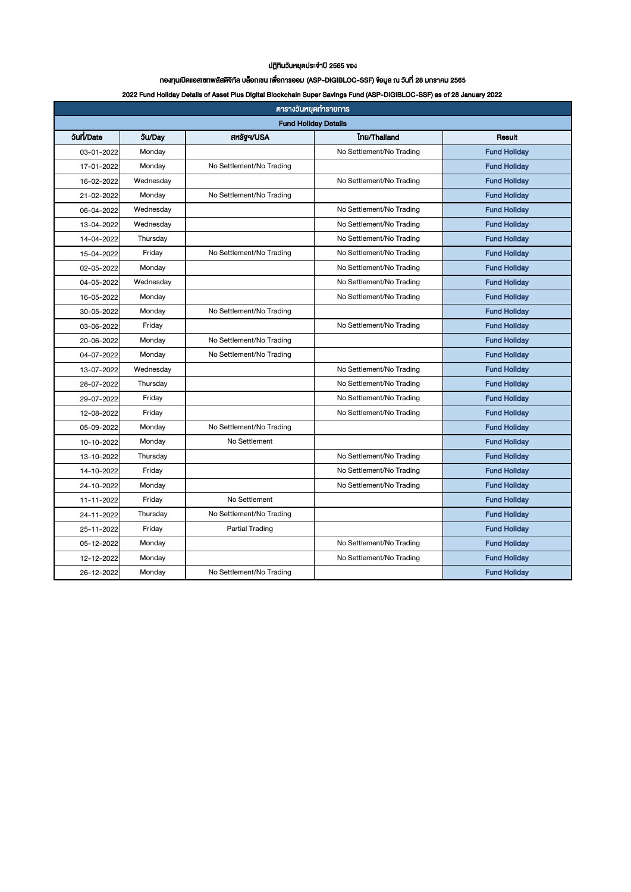ปฏิทินวันหยุดประจำปี 2565 ของ

กองทุนเปิดแอสเซทพลัสดิจิทัล บล็อกเชน เพื่อการออม (ASP-DIGIBLOC-SSF) ข้อมูล ณ วันที่ 28 มกราคม 2565

2022 Fund Holiday Details of Asset Plus Digital Blockchain Super Savings Fund (ASP-DIGIBLOC-SSF) as of 28 January 2022

| ตารางวันหยุดทำรายการ | | | | |
|---|---|---|---|---|
| **Fund Holiday Details** | | | | |
| **วันที่/Date** | **วัน/Day** | **สหรัฐฯ/USA** | **ไทย/Thailand** | **Result** |
| 03-01-2022 | Monday | | No Settlement/No Trading | **Fund Holiday** |
| 17-01-2022 | Monday | No Settlement/No Trading | | **Fund Holiday** |
| 16-02-2022 | Wednesday | | No Settlement/No Trading | **Fund Holiday** |
| 21-02-2022 | Monday | No Settlement/No Trading | | **Fund Holiday** |
| 06-04-2022 | Wednesday | | No Settlement/No Trading | **Fund Holiday** |
| 13-04-2022 | Wednesday | | No Settlement/No Trading | **Fund Holiday** |
| 14-04-2022 | Thursday | | No Settlement/No Trading | **Fund Holiday** |
| 15-04-2022 | Friday | No Settlement/No Trading | No Settlement/No Trading | **Fund Holiday** |
| 02-05-2022 | Monday | | No Settlement/No Trading | **Fund Holiday** |
| 04-05-2022 | Wednesday | | No Settlement/No Trading | **Fund Holiday** |
| 16-05-2022 | Monday | | No Settlement/No Trading | **Fund Holiday** |
| 30-05-2022 | Monday | No Settlement/No Trading | | **Fund Holiday** |
| 03-06-2022 | Friday | | No Settlement/No Trading | **Fund Holiday** |
| 20-06-2022 | Monday | No Settlement/No Trading | | **Fund Holiday** |
| 04-07-2022 | Monday | No Settlement/No Trading | | **Fund Holiday** |
| 13-07-2022 | Wednesday | | No Settlement/No Trading | **Fund Holiday** |
| 28-07-2022 | Thursday | | No Settlement/No Trading | **Fund Holiday** |
| 29-07-2022 | Friday | | No Settlement/No Trading | **Fund Holiday** |
| 12-08-2022 | Friday | | No Settlement/No Trading | **Fund Holiday** |
| 05-09-2022 | Monday | No Settlement/No Trading | | **Fund Holiday** |
| 10-10-2022 | Monday | No Settlement | | **Fund Holiday** |
| 13-10-2022 | Thursday | | No Settlement/No Trading | **Fund Holiday** |
| 14-10-2022 | Friday | | No Settlement/No Trading | **Fund Holiday** |
| 24-10-2022 | Monday | | No Settlement/No Trading | **Fund Holiday** |
| 11-11-2022 | Friday | No Settlement | | **Fund Holiday** |
| 24-11-2022 | Thursday | No Settlement/No Trading | | **Fund Holiday** |
| 25-11-2022 | Friday | Partial Trading | | **Fund Holiday** |
| 05-12-2022 | Monday | | No Settlement/No Trading | **Fund Holiday** |
| 12-12-2022 | Monday | | No Settlement/No Trading | **Fund Holiday** |
| 26-12-2022 | Monday | No Settlement/No Trading | | **Fund Holiday** |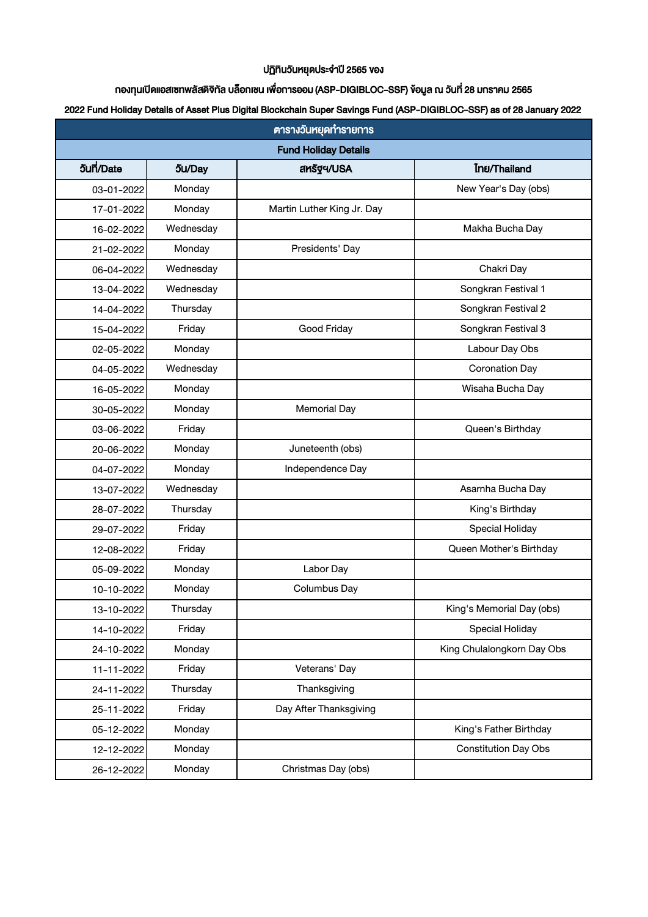ปฏิทินวันหยุดประจำปี 2565 ของ

กองทุนเปิดแอสเซทพลัสดิจิทัล บล็อกเชน เพื่อการออม (ASP-DIGIBLOC-SSF) ข้อมูล ณ วันที่ 28 มกราคม 2565

2022 Fund Holiday Details of Asset Plus Digital Blockchain Super Savings Fund (ASP-DIGIBLOC-SSF) as of 28 January 2022

| ตารางวันหยุดทำรายการ | | | |
|---|---|---|---|
| **Fund Holiday Details** | | | |
| **วันที่/Date** | **วัน/Day** | **สหรัฐฯ/USA** | **ไทย/Thailand** |
| 03-01-2022 | Monday | | New Year's Day (obs) |
| 17-01-2022 | Monday | Martin Luther King Jr. Day | |
| 16-02-2022 | Wednesday | | Makha Bucha Day |
| 21-02-2022 | Monday | Presidents' Day | |
| 06-04-2022 | Wednesday | | Chakri Day |
| 13-04-2022 | Wednesday | | Songkran Festival 1 |
| 14-04-2022 | Thursday | | Songkran Festival 2 |
| 15-04-2022 | Friday | Good Friday | Songkran Festival 3 |
| 02-05-2022 | Monday | | Labour Day Obs |
| 04-05-2022 | Wednesday | | Coronation Day |
| 16-05-2022 | Monday | | Wisaha Bucha Day |
| 30-05-2022 | Monday | Memorial Day | |
| 03-06-2022 | Friday | | Queen's Birthday |
| 20-06-2022 | Monday | Juneteenth (obs) | |
| 04-07-2022 | Monday | Independence Day | |
| 13-07-2022 | Wednesday | | Asarnha Bucha Day |
| 28-07-2022 | Thursday | | King's Birthday |
| 29-07-2022 | Friday | | Special Holiday |
| 12-08-2022 | Friday | | Queen Mother's Birthday |
| 05-09-2022 | Monday | Labor Day | |
| 10-10-2022 | Monday | Columbus Day | |
| 13-10-2022 | Thursday | | King's Memorial Day (obs) |
| 14-10-2022 | Friday | | Special Holiday |
| 24-10-2022 | Monday | | King Chulalongkorn Day Obs |
| 11-11-2022 | Friday | Veterans' Day | |
| 24-11-2022 | Thursday | Thanksgiving | |
| 25-11-2022 | Friday | Day After Thanksgiving | |
| 05-12-2022 | Monday | | King's Father Birthday |
| 12-12-2022 | Monday | | Constitution Day Obs |
| 26-12-2022 | Monday | Christmas Day (obs) | |